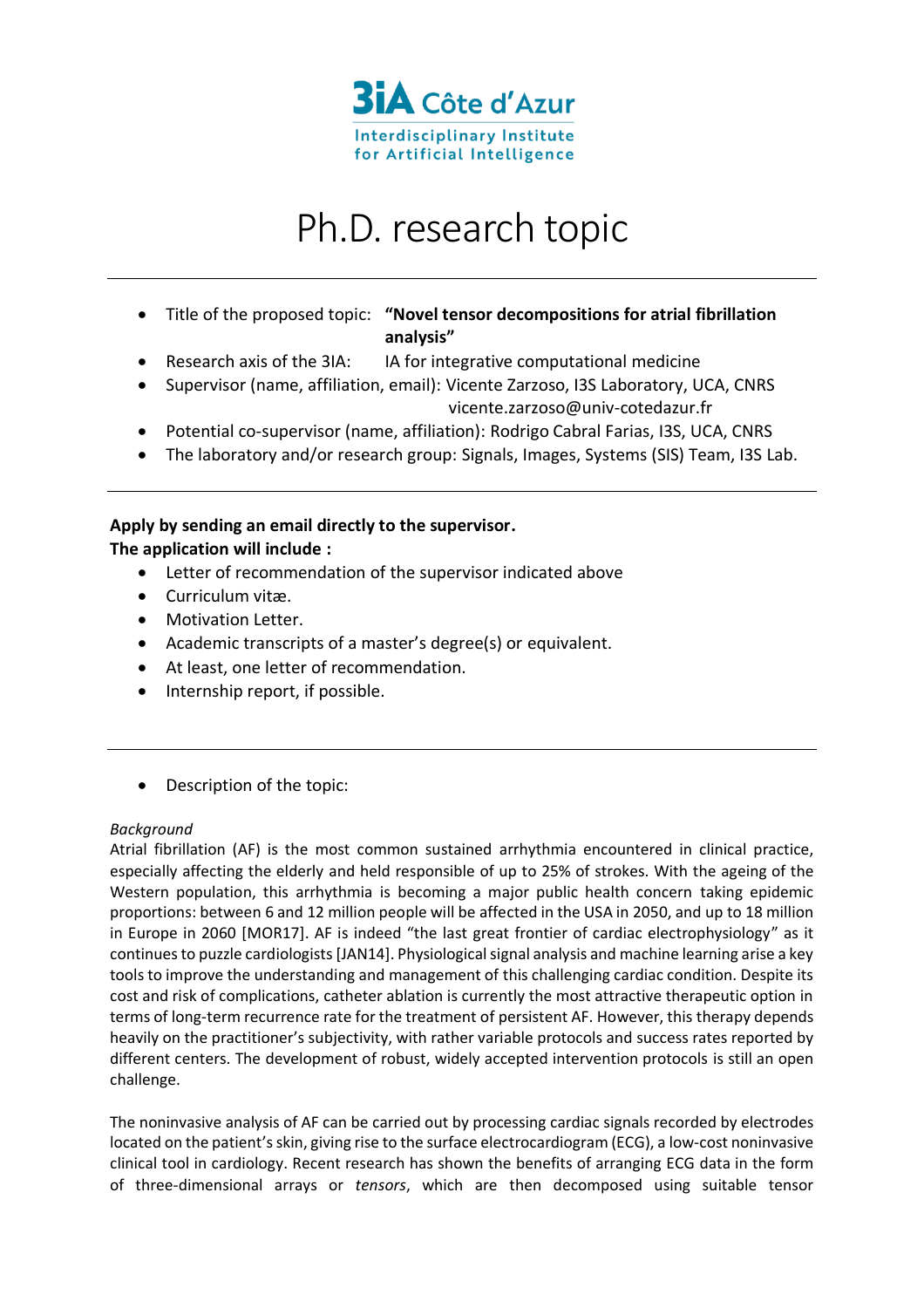3iA Côte d'Azur
Interdisciplinary Institute for Artificial Intelligence

# Ph.D. research topic

- Title of the proposed topic: **"Novel tensor decompositions for atrial fibrillation analysis"**
- Research axis of the 3IA: IA for integrative computational medicine
- Supervisor (name, affiliation, email): Vicente Zarzoso, I3S Laboratory, UCA, CNRS vicente.zarzoso@univ-cotedazur.fr
- Potential co-supervisor (name, affiliation): Rodrigo Cabral Farias, I3S, UCA, CNRS
- The laboratory and/or research group: Signals, Images, Systems (SIS) Team, I3S Lab.

**Apply by sending an email directly to the supervisor.**
**The application will include :**

- Letter of recommendation of the supervisor indicated above
- Curriculum vitæ.
- Motivation Letter.
- Academic transcripts of a master's degree(s) or equivalent.
- At least, one letter of recommendation.
- Internship report, if possible.

- Description of the topic:

*Background*
Atrial fibrillation (AF) is the most common sustained arrhythmia encountered in clinical practice, especially affecting the elderly and held responsible of up to 25% of strokes. With the ageing of the Western population, this arrhythmia is becoming a major public health concern taking epidemic proportions: between 6 and 12 million people will be affected in the USA in 2050, and up to 18 million in Europe in 2060 [MOR17]. AF is indeed "the last great frontier of cardiac electrophysiology" as it continues to puzzle cardiologists [JAN14]. Physiological signal analysis and machine learning arise a key tools to improve the understanding and management of this challenging cardiac condition. Despite its cost and risk of complications, catheter ablation is currently the most attractive therapeutic option in terms of long-term recurrence rate for the treatment of persistent AF. However, this therapy depends heavily on the practitioner's subjectivity, with rather variable protocols and success rates reported by different centers. The development of robust, widely accepted intervention protocols is still an open challenge.

The noninvasive analysis of AF can be carried out by processing cardiac signals recorded by electrodes located on the patient's skin, giving rise to the surface electrocardiogram (ECG), a low-cost noninvasive clinical tool in cardiology. Recent research has shown the benefits of arranging ECG data in the form of three-dimensional arrays or *tensors*, which are then decomposed using suitable tensor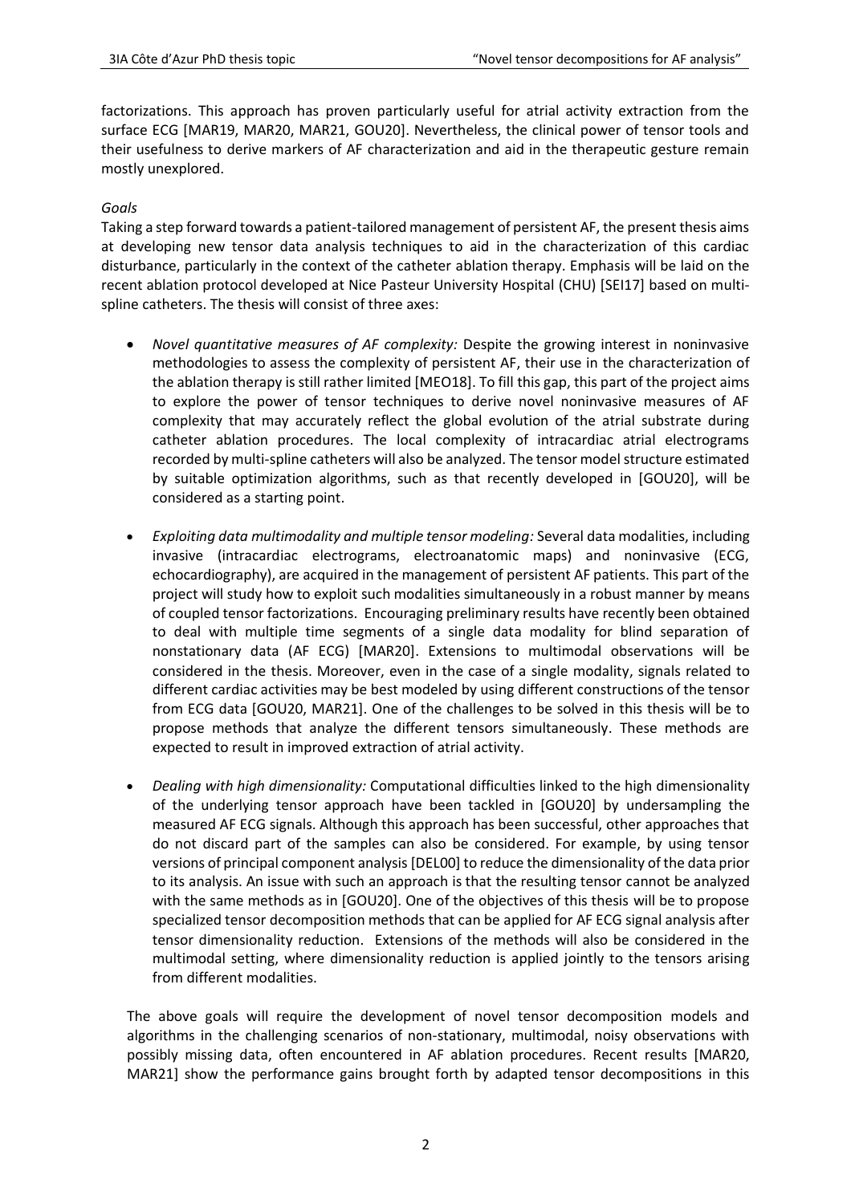factorizations. This approach has proven particularly useful for atrial activity extraction from the surface ECG [MAR19, MAR20, MAR21, GOU20]. Nevertheless, the clinical power of tensor tools and their usefulness to derive markers of AF characterization and aid in the therapeutic gesture remain mostly unexplored.

*Goals*

Taking a step forward towards a patient-tailored management of persistent AF, the present thesis aims at developing new tensor data analysis techniques to aid in the characterization of this cardiac disturbance, particularly in the context of the catheter ablation therapy. Emphasis will be laid on the recent ablation protocol developed at Nice Pasteur University Hospital (CHU) [SEI17] based on multi-spline catheters. The thesis will consist of three axes:

- *Novel quantitative measures of AF complexity:* Despite the growing interest in noninvasive methodologies to assess the complexity of persistent AF, their use in the characterization of the ablation therapy is still rather limited [MEO18]. To fill this gap, this part of the project aims to explore the power of tensor techniques to derive novel noninvasive measures of AF complexity that may accurately reflect the global evolution of the atrial substrate during catheter ablation procedures. The local complexity of intracardiac atrial electrograms recorded by multi-spline catheters will also be analyzed. The tensor model structure estimated by suitable optimization algorithms, such as that recently developed in [GOU20], will be considered as a starting point.

- *Exploiting data multimodality and multiple tensor modeling:* Several data modalities, including invasive (intracardiac electrograms, electroanatomic maps) and noninvasive (ECG, echocardiography), are acquired in the management of persistent AF patients. This part of the project will study how to exploit such modalities simultaneously in a robust manner by means of coupled tensor factorizations. Encouraging preliminary results have recently been obtained to deal with multiple time segments of a single data modality for blind separation of nonstationary data (AF ECG) [MAR20]. Extensions to multimodal observations will be considered in the thesis. Moreover, even in the case of a single modality, signals related to different cardiac activities may be best modeled by using different constructions of the tensor from ECG data [GOU20, MAR21]. One of the challenges to be solved in this thesis will be to propose methods that analyze the different tensors simultaneously. These methods are expected to result in improved extraction of atrial activity.

- *Dealing with high dimensionality:* Computational difficulties linked to the high dimensionality of the underlying tensor approach have been tackled in [GOU20] by undersampling the measured AF ECG signals. Although this approach has been successful, other approaches that do not discard part of the samples can also be considered. For example, by using tensor versions of principal component analysis [DEL00] to reduce the dimensionality of the data prior to its analysis. An issue with such an approach is that the resulting tensor cannot be analyzed with the same methods as in [GOU20]. One of the objectives of this thesis will be to propose specialized tensor decomposition methods that can be applied for AF ECG signal analysis after tensor dimensionality reduction. Extensions of the methods will also be considered in the multimodal setting, where dimensionality reduction is applied jointly to the tensors arising from different modalities.

The above goals will require the development of novel tensor decomposition models and algorithms in the challenging scenarios of non-stationary, multimodal, noisy observations with possibly missing data, often encountered in AF ablation procedures. Recent results [MAR20, MAR21] show the performance gains brought forth by adapted tensor decompositions in this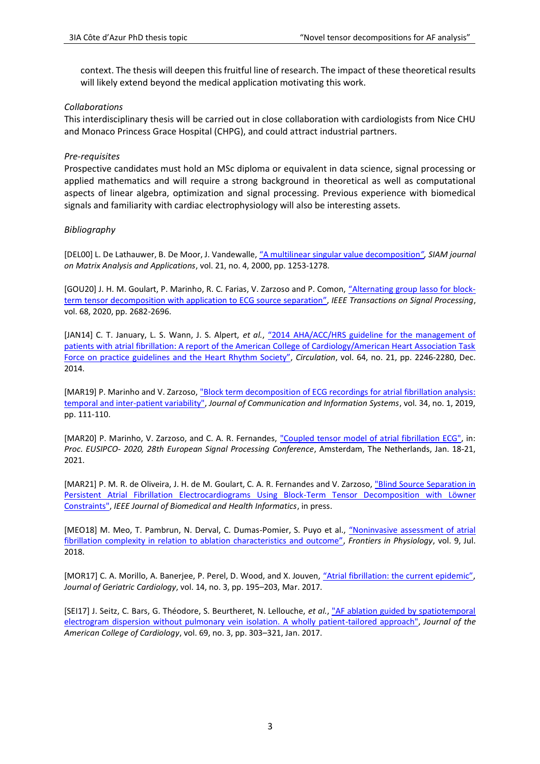context. The thesis will deepen this fruitful line of research. The impact of these theoretical results will likely extend beyond the medical application motivating this work.

*Collaborations*

This interdisciplinary thesis will be carried out in close collaboration with cardiologists from Nice CHU and Monaco Princess Grace Hospital (CHPG), and could attract industrial partners.

*Pre-requisites*

Prospective candidates must hold an MSc diploma or equivalent in data science, signal processing or applied mathematics and will require a strong background in theoretical as well as computational aspects of linear algebra, optimization and signal processing. Previous experience with biomedical signals and familiarity with cardiac electrophysiology will also be interesting assets.

*Bibliography*

[DEL00] L. De Lathauwer, B. De Moor, J. Vandewalle, "A multilinear singular value decomposition", *SIAM journal on Matrix Analysis and Applications*, vol. 21, no. 4, 2000, pp. 1253-1278.

[GOU20] J. H. M. Goulart, P. Marinho, R. C. Farias, V. Zarzoso and P. Comon, "Alternating group lasso for block-term tensor decomposition with application to ECG source separation", *IEEE Transactions on Signal Processing*, vol. 68, 2020, pp. 2682-2696.

[JAN14] C. T. January, L. S. Wann, J. S. Alpert, *et al.*, "2014 AHA/ACC/HRS guideline for the management of patients with atrial fibrillation: A report of the American College of Cardiology/American Heart Association Task Force on practice guidelines and the Heart Rhythm Society", *Circulation*, vol. 64, no. 21, pp. 2246-2280, Dec. 2014.

[MAR19] P. Marinho and V. Zarzoso, "Block term decomposition of ECG recordings for atrial fibrillation analysis: temporal and inter-patient variability", *Journal of Communication and Information Systems*, vol. 34, no. 1, 2019, pp. 111-110.

[MAR20] P. Marinho, V. Zarzoso, and C. A. R. Fernandes, "Coupled tensor model of atrial fibrillation ECG", in: *Proc. EUSIPCO- 2020, 28th European Signal Processing Conference*, Amsterdam, The Netherlands, Jan. 18-21, 2021.

[MAR21] P. M. R. de Oliveira, J. H. de M. Goulart, C. A. R. Fernandes and V. Zarzoso, "Blind Source Separation in Persistent Atrial Fibrillation Electrocardiograms Using Block-Term Tensor Decomposition with Löwner Constraints", *IEEE Journal of Biomedical and Health Informatics*, in press.

[MEO18] M. Meo, T. Pambrun, N. Derval, C. Dumas-Pomier, S. Puyo et al., "Noninvasive assessment of atrial fibrillation complexity in relation to ablation characteristics and outcome", *Frontiers in Physiology*, vol. 9, Jul. 2018.

[MOR17] C. A. Morillo, A. Banerjee, P. Perel, D. Wood, and X. Jouven, "Atrial fibrillation: the current epidemic", *Journal of Geriatric Cardiology*, vol. 14, no. 3, pp. 195–203, Mar. 2017.

[SEI17] J. Seitz, C. Bars, G. Théodore, S. Beurtheret, N. Lellouche, *et al.*, "AF ablation guided by spatiotemporal electrogram dispersion without pulmonary vein isolation. A wholly patient-tailored approach", *Journal of the American College of Cardiology*, vol. 69, no. 3, pp. 303–321, Jan. 2017.